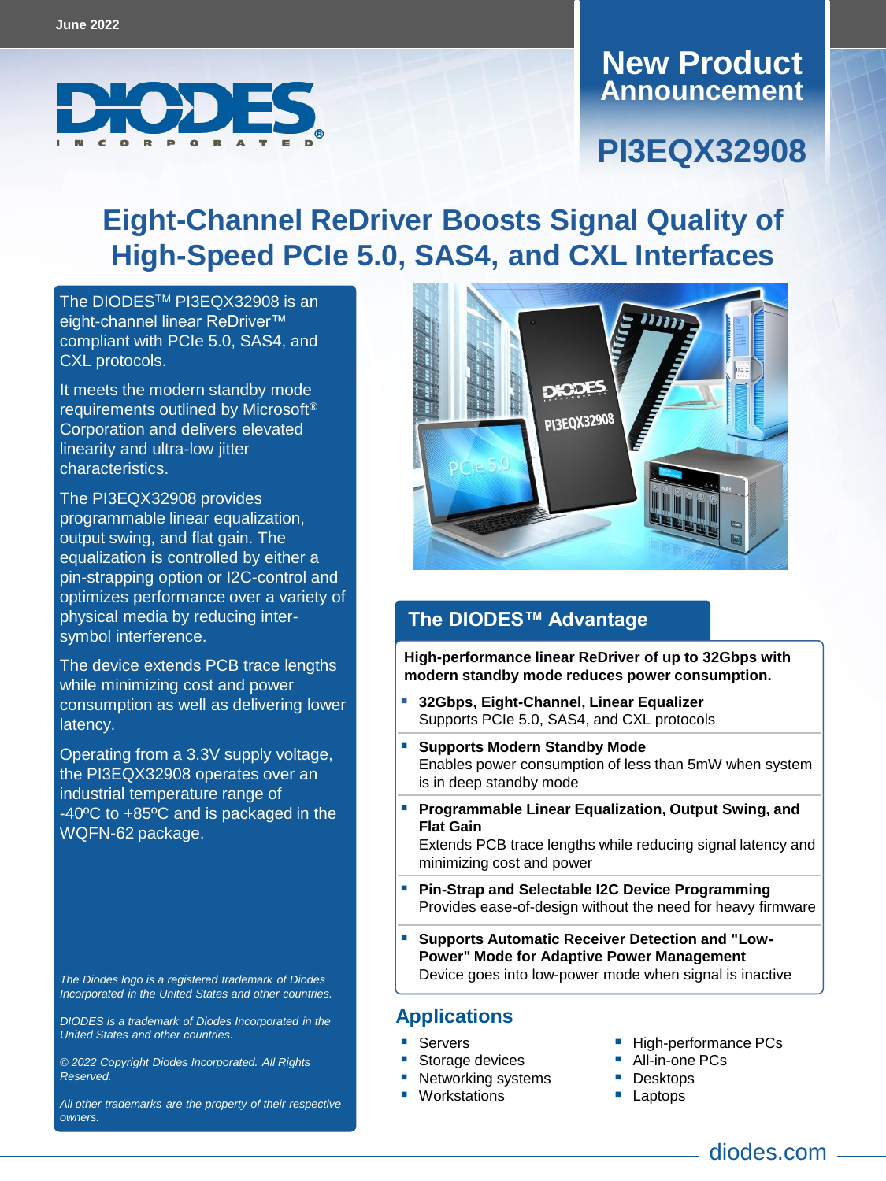June 2022

DIODES INCORPORATED

# New Product Announcement

# PI3EQX32908

# Eight-Channel ReDriver Boosts Signal Quality of High-Speed PCIe 5.0, SAS4, and CXL Interfaces

The DIODES™ PI3EQX32908 is an eight-channel linear ReDriver™ compliant with PCIe 5.0, SAS4, and CXL protocols.

It meets the modern standby mode requirements outlined by Microsoft® Corporation and delivers elevated linearity and ultra-low jitter characteristics.

The PI3EQX32908 provides programmable linear equalization, output swing, and flat gain. The equalization is controlled by either a pin-strapping option or I2C-control and optimizes performance over a variety of physical media by reducing inter-symbol interference.

The device extends PCB trace lengths while minimizing cost and power consumption as well as delivering lower latency.

Operating from a 3.3V supply voltage, the PI3EQX32908 operates over an industrial temperature range of -40ºC to +85ºC and is packaged in the WQFN-62 package.

*The Diodes logo is a registered trademark of Diodes Incorporated in the United States and other countries.*

*DIODES is a trademark of Diodes Incorporated in the United States and other countries.*

*© 2022 Copyright Diodes Incorporated. All Rights Reserved.*

*All other trademarks are the property of their respective owners.*

## The DIODES™ Advantage

**High-performance linear ReDriver of up to 32Gbps with modern standby mode reduces power consumption.**

- **32Gbps, Eight-Channel, Linear Equalizer**
  Supports PCIe 5.0, SAS4, and CXL protocols
- **Supports Modern Standby Mode**
  Enables power consumption of less than 5mW when system is in deep standby mode
- **Programmable Linear Equalization, Output Swing, and Flat Gain**
  Extends PCB trace lengths while reducing signal latency and minimizing cost and power
- **Pin-Strap and Selectable I2C Device Programming**
  Provides ease-of-design without the need for heavy firmware
- **Supports Automatic Receiver Detection and "Low-Power" Mode for Adaptive Power Management**
  Device goes into low-power mode when signal is inactive

## Applications

- Servers
- Storage devices
- Networking systems
- Workstations
- High-performance PCs
- All-in-one PCs
- Desktops
- Laptops

diodes.com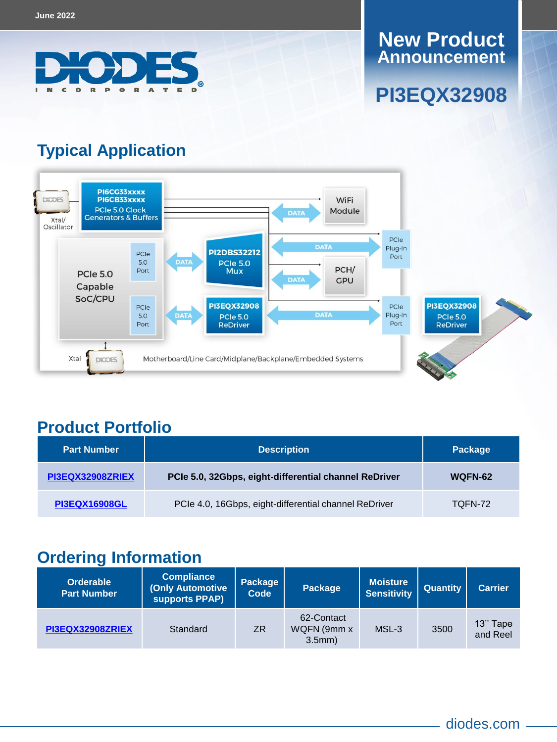June 2022

**New Product Announcement**

# PI3EQX32908

## Typical Application

PI6CG33xxxx
PI6CB33xxxx
PCIe 5.0 Clock Generators & Buffers

Xtal/ Oscillator

WiFi Module

DATA

PCIe Plug-in Port

PCIe 5.0 Capable SoC/CPU

PCIe 5.0 Port

PI2DBS32212 PCIe 5.0 Mux

PCH/ GPU

PI3EQX32908 PCIe 5.0 ReDriver

Xtal

Motherboard/Line Card/Midplane/Backplane/Embedded Systems

## Product Portfolio

| Part Number | Description | Package |
|---|---|---|
| **PI3EQX32908ZRIEX** | **PCIe 5.0, 32Gbps, eight-differential channel ReDriver** | **WQFN-62** |
| PI3EQX16908GL | PCIe 4.0, 16Gbps, eight-differential channel ReDriver | TQFN-72 |

## Ordering Information

| Orderable Part Number | Compliance (Only Automotive supports PPAP) | Package Code | Package | Moisture Sensitivity | Quantity | Carrier |
|---|---|---|---|---|---|---|
| PI3EQX32908ZRIEX | Standard | ZR | 62-Contact WQFN (9mm x 3.5mm) | MSL-3 | 3500 | 13" Tape and Reel |

diodes.com